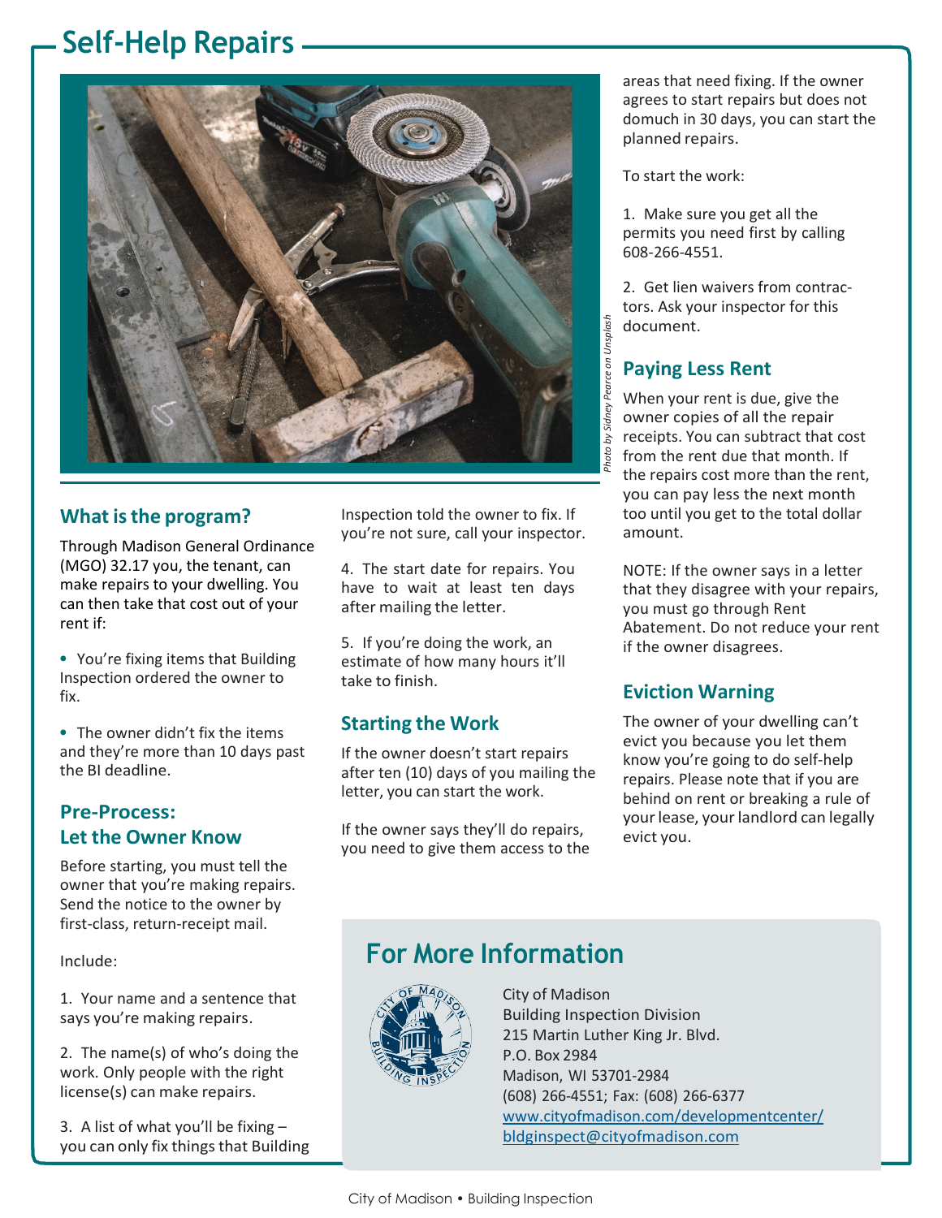# Self-Help Repairs

*Photo by Sidney Pearce on Unsplash*

## What is the program?

Through Madison General Ordinance (MGO) 32.17 you, the tenant, can make repairs to your dwelling. You can then take that cost out of your rent if:

- You're fixing items that Building Inspection ordered the owner to fix.
- The owner didn't fix the items and they're more than 10 days past the BI deadline.

## Pre-Process: Let the Owner Know

Before starting, you must tell the owner that you're making repairs. Send the notice to the owner by first-class, return-receipt mail.

Include:

1. Your name and a sentence that says you're making repairs.
2. The name(s) of who's doing the work. Only people with the right license(s) can make repairs.
3. A list of what you'll be fixing – you can only fix things that Building Inspection told the owner to fix. If you're not sure, call your inspector.
4. The start date for repairs. You have to wait at least ten days after mailing the letter.
5. If you're doing the work, an estimate of how many hours it'll take to finish.

## Starting the Work

If the owner doesn't start repairs after ten (10) days of you mailing the letter, you can start the work.

If the owner says they'll do repairs, you need to give them access to the areas that need fixing. If the owner agrees to start repairs but does not domuch in 30 days, you can start the planned repairs.

To start the work:

1. Make sure you get all the permits you need first by calling 608-266-4551.
2. Get lien waivers from contractors. Ask your inspector for this document.

## Paying Less Rent

When your rent is due, give the owner copies of all the repair receipts. You can subtract that cost from the rent due that month. If the repairs cost more than the rent, you can pay less the next month too until you get to the total dollar amount.

NOTE: If the owner says in a letter that they disagree with your repairs, you must go through Rent Abatement. Do not reduce your rent if the owner disagrees.

## Eviction Warning

The owner of your dwelling can't evict you because you let them know you're going to do self-help repairs. Please note that if you are behind on rent or breaking a rule of your lease, your landlord can legally evict you.

## For More Information

City of Madison
Building Inspection Division
215 Martin Luther King Jr. Blvd.
P.O. Box 2984
Madison, WI 53701-2984
(608) 266-4551; Fax: (608) 266-6377
www.cityofmadison.com/developmentcenter/
bldginspect@cityofmadison.com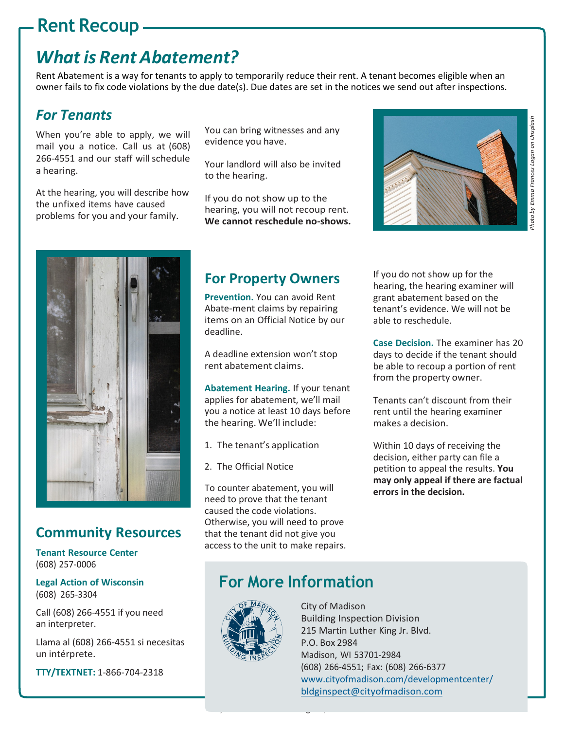# Rent Recoup

## *What is Rent Abatement?*

Rent Abatement is a way for tenants to apply to temporarily reduce their rent. A tenant becomes eligible when an owner fails to fix code violations by the due date(s). Due dates are set in the notices we send out after inspections.

### *For Tenants*

When you're able to apply, we will mail you a notice. Call us at (608) 266-4551 and our staff will schedule a hearing.

At the hearing, you will describe how the unfixed items have caused problems for you and your family.

You can bring witnesses and any evidence you have.

Your landlord will also be invited to the hearing.

If you do not show up to the hearing, you will not recoup rent. **We cannot reschedule no-shows.**

*Photo by Emma Frances Logan on Unsplash*

### For Property Owners

**Prevention.** You can avoid Rent Abate-ment claims by repairing items on an Official Notice by our deadline.

A deadline extension won't stop rent abatement claims.

**Abatement Hearing.** If your tenant applies for abatement, we'll mail you a notice at least 10 days before the hearing. We'll include:

1. The tenant's application
2. The Official Notice

To counter abatement, you will need to prove that the tenant caused the code violations. Otherwise, you will need to prove that the tenant did not give you access to the unit to make repairs.

If you do not show up for the hearing, the hearing examiner will grant abatement based on the tenant's evidence. We will not be able to reschedule.

**Case Decision.** The examiner has 20 days to decide if the tenant should be able to recoup a portion of rent from the property owner.

Tenants can't discount from their rent until the hearing examiner makes a decision.

Within 10 days of receiving the decision, either party can file a petition to appeal the results. **You may only appeal if there are factual errors in the decision.**

### Community Resources

**Tenant Resource Center**
(608) 257-0006

**Legal Action of Wisconsin**
(608) 265-3304

Call (608) 266-4551 if you need an interpreter.

Llama al (608) 266-4551 si necesitas un intérprete.

**TTY/TEXTNET:** 1-866-704-2318

### For More Information

City of Madison
Building Inspection Division
215 Martin Luther King Jr. Blvd.
P.O. Box 2984
Madison, WI 53701-2984
(608) 266-4551; Fax: (608) 266-6377
www.cityofmadison.com/developmentcenter/
bldginspect@cityofmadison.com